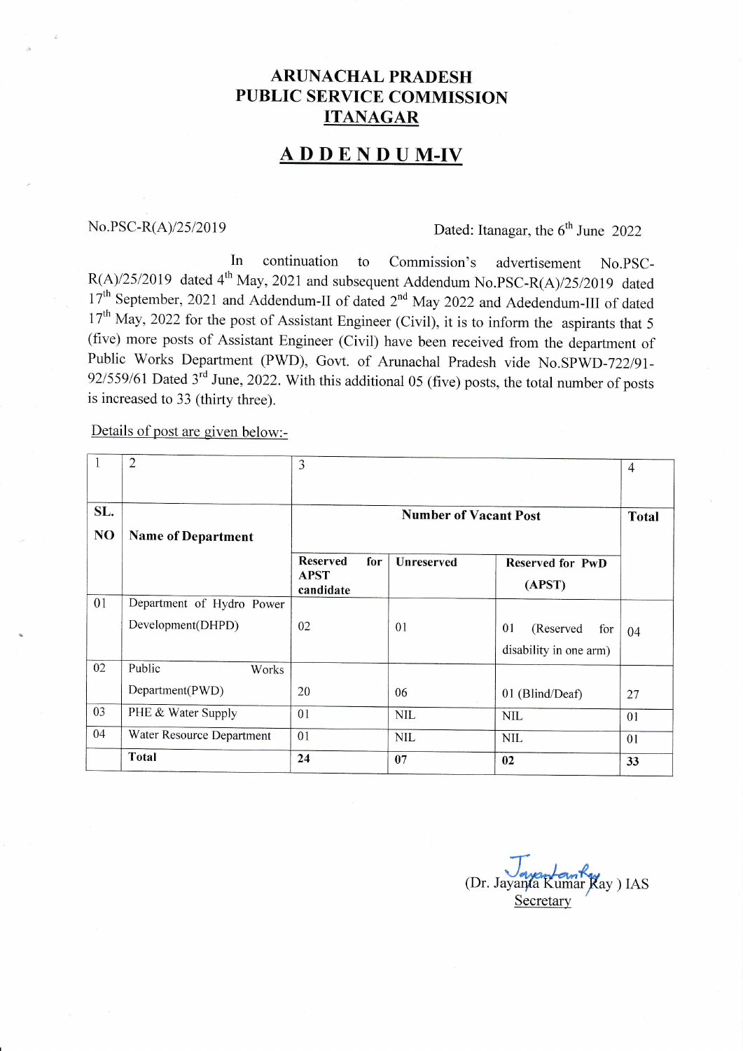# ARUNACHAL PRADESH PUBLIC SERVICE COMMISSION ITANAGAR

## ADDENDUM-IV

No.PSC-R(A)/25/2019 Dated: Itanagar, the 6th June 2022

In continuation to Commission's advertisement No.PSC-R(A)/25/2019 dated 4th May, 2021 and subsequent Addendum No.PSC-R(A)/25/2019 dated 17th September, 2021 and Addendum-II of dated 2nd May 2022 and Adedendum-III of dated 17th May, 2022 for the post of Assistant Engineer (Civil), it is to inform the aspirants that 5 (five) more posts of Assistant Engineer (Civil) have been received from the department of Public Works Department (PWD), Govt. of Arunachal Pradesh vide No.SPWD-722/91-92/559/61 Dated 3rd June, 2022. With this additional 05 (five) posts, the total number of posts is increased to 33 (thirty three).

Details of post are given below:-

| 1 | 2 | 3 | | | 4 |
|---|---|---|---|---|---|
| SL. NO | Name of Department | Number of Vacant Post | | | Total |
| | | Reserved for APST candidate | Unreserved | Reserved for PwD (APST) | |
| 01 | Department of Hydro Power Development(DHPD) | 02 | 01 | 01 (Reserved for disability in one arm) | 04 |
| 02 | Public Works Department(PWD) | 20 | 06 | 01 (Blind/Deaf) | 27 |
| 03 | PHE & Water Supply | 01 | NIL | NIL | 01 |
| 04 | Water Resource Department | 01 | NIL | NIL | 01 |
| | **Total** | **24** | **07** | **02** | **33** |

(Dr. Jayanta Kumar Ray ) IAS
Secretary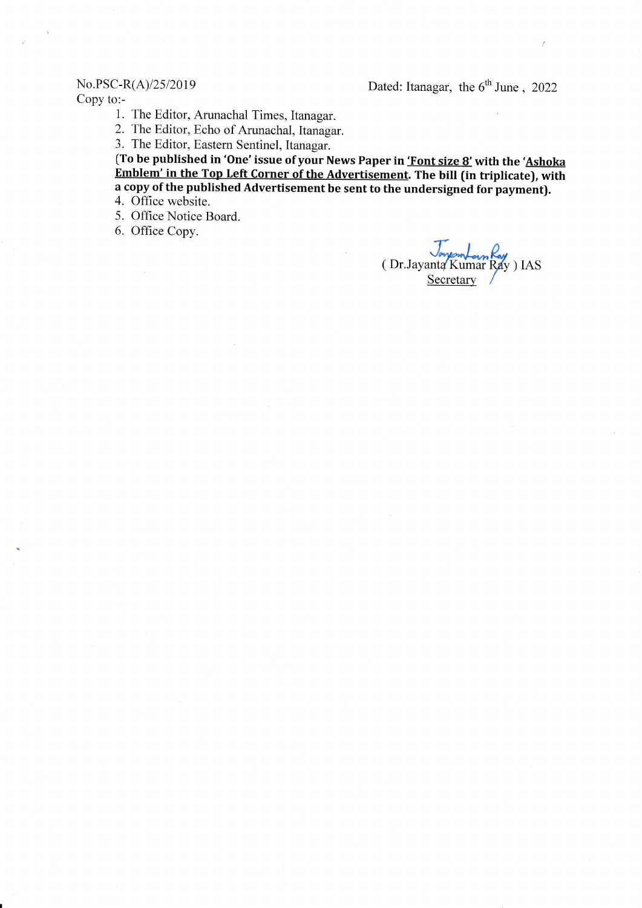No.PSC-R(A)/25/2019

Dated: Itanagar, the 6th June , 2022

Copy to:-

1. The Editor, Arunachal Times, Itanagar.
2. The Editor, Echo of Arunachal, Itanagar.
3. The Editor, Eastern Sentinel, Itanagar.

**(To be published in 'One' issue of your News Paper in 'Font size 8' with the 'Ashoka Emblem' in the Top Left Corner of the Advertisement. The bill (in triplicate), with a copy of the published Advertisement be sent to the undersigned for payment).**

4. Office website.
5. Office Notice Board.
6. Office Copy.

( Dr.Jayanta Kumar Ray ) IAS
Secretary